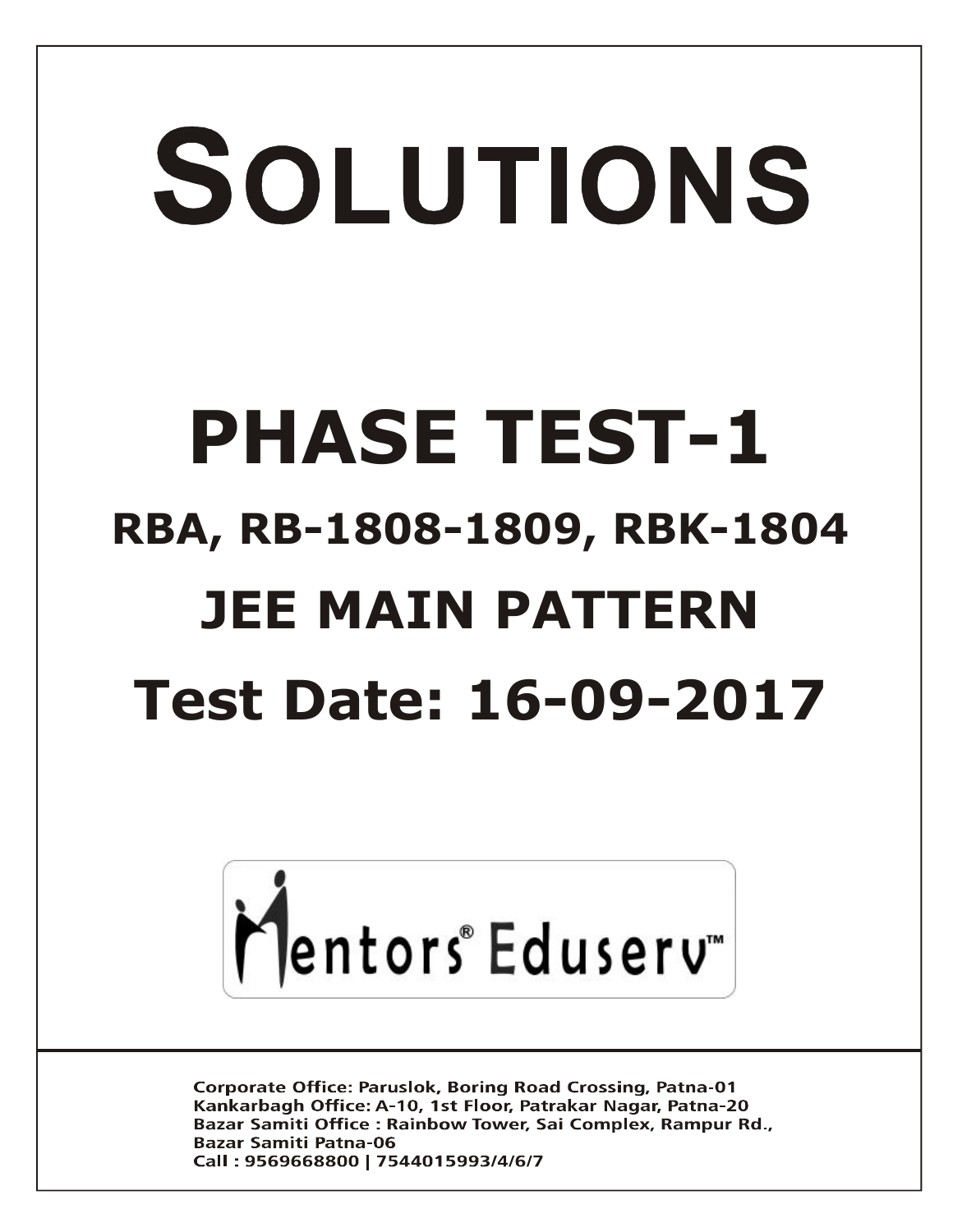# SOLUTIONS

# PHASE TEST-1

## RBA, RB-1808-1809, RBK-1804

## JEE MAIN PATTERN

## Test Date: 16-09-2017

Mentors® Eduserv™

**Corporate Office: Paruslok, Boring Road Crossing, Patna-01**
**Kankarbagh Office: A-10, 1st Floor, Patrakar Nagar, Patna-20**
**Bazar Samiti Office : Rainbow Tower, Sai Complex, Rampur Rd., Bazar Samiti Patna-06**
**Call : 9569668800 | 7544015993/4/6/7**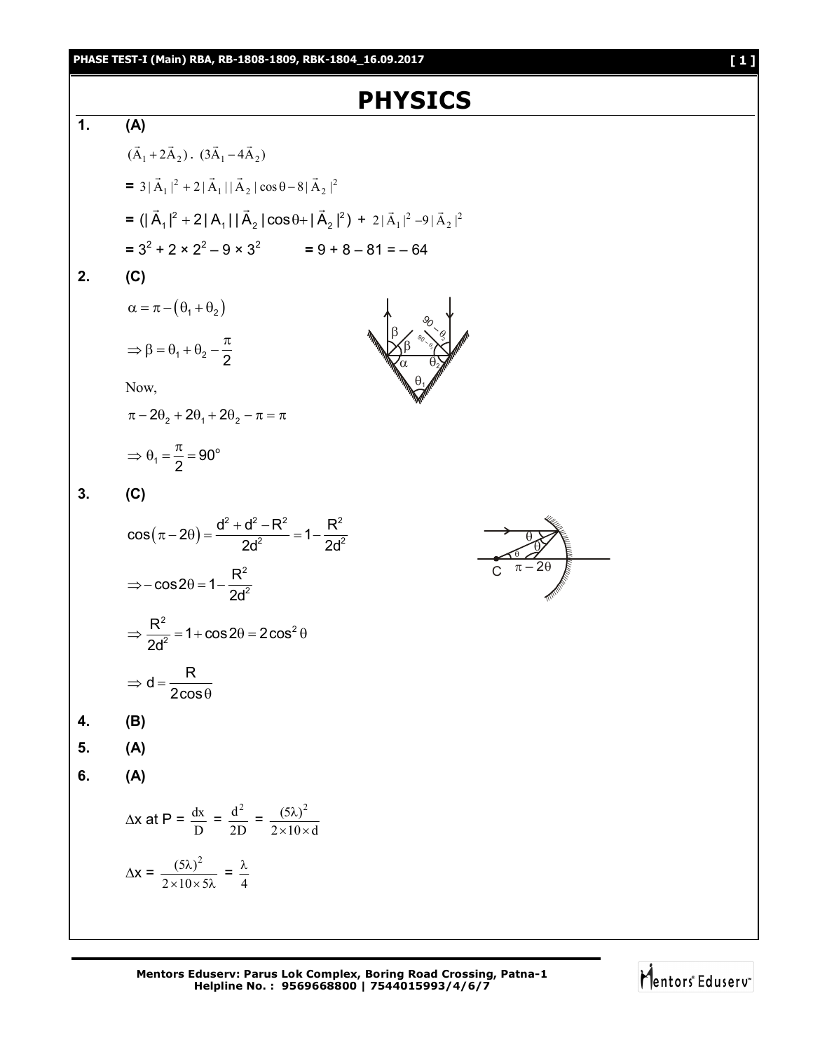# PHYSICS

**1.** **(A)**

$(\vec{A}_1 + 2\vec{A}_2) \cdot (3\vec{A}_1 - 4\vec{A}_2)$

$= 3|\vec{A}_1|^2 + 2|\vec{A}_1||\vec{A}_2|\cos\theta - 8|\vec{A}_2|^2$

$= (|\vec{A}_1|^2 + 2|A_1||\vec{A}_2|\cos\theta + |\vec{A}_2|^2) + 2|\vec{A}_1|^2 - 9|\vec{A}_2|^2$

$= 3^2 + 2 \times 2^2 - 9 \times 3^2 \qquad = 9 + 8 - 81 = -64$

**2.** **(C)**

$\alpha = \pi - (\theta_1 + \theta_2)$

$\Rightarrow \beta = \theta_1 + \theta_2 - \dfrac{\pi}{2}$

Now,

$\pi - 2\theta_2 + 2\theta_1 + 2\theta_2 - \pi = \pi$

$\Rightarrow \theta_1 = \dfrac{\pi}{2} = 90^\circ$

**3.** **(C)**

$\cos(\pi - 2\theta) = \dfrac{d^2 + d^2 - R^2}{2d^2} = 1 - \dfrac{R^2}{2d^2}$

$\Rightarrow -\cos 2\theta = 1 - \dfrac{R^2}{2d^2}$

$\Rightarrow \dfrac{R^2}{2d^2} = 1 + \cos 2\theta = 2\cos^2\theta$

$\Rightarrow d = \dfrac{R}{2\cos\theta}$

**4.** **(B)**

**5.** **(A)**

**6.** **(A)**

$\Delta x$ at P $= \dfrac{dx}{D} = \dfrac{d^2}{2D} = \dfrac{(5\lambda)^2}{2 \times 10 \times d}$

$\Delta x = \dfrac{(5\lambda)^2}{2 \times 10 \times 5\lambda} = \dfrac{\lambda}{4}$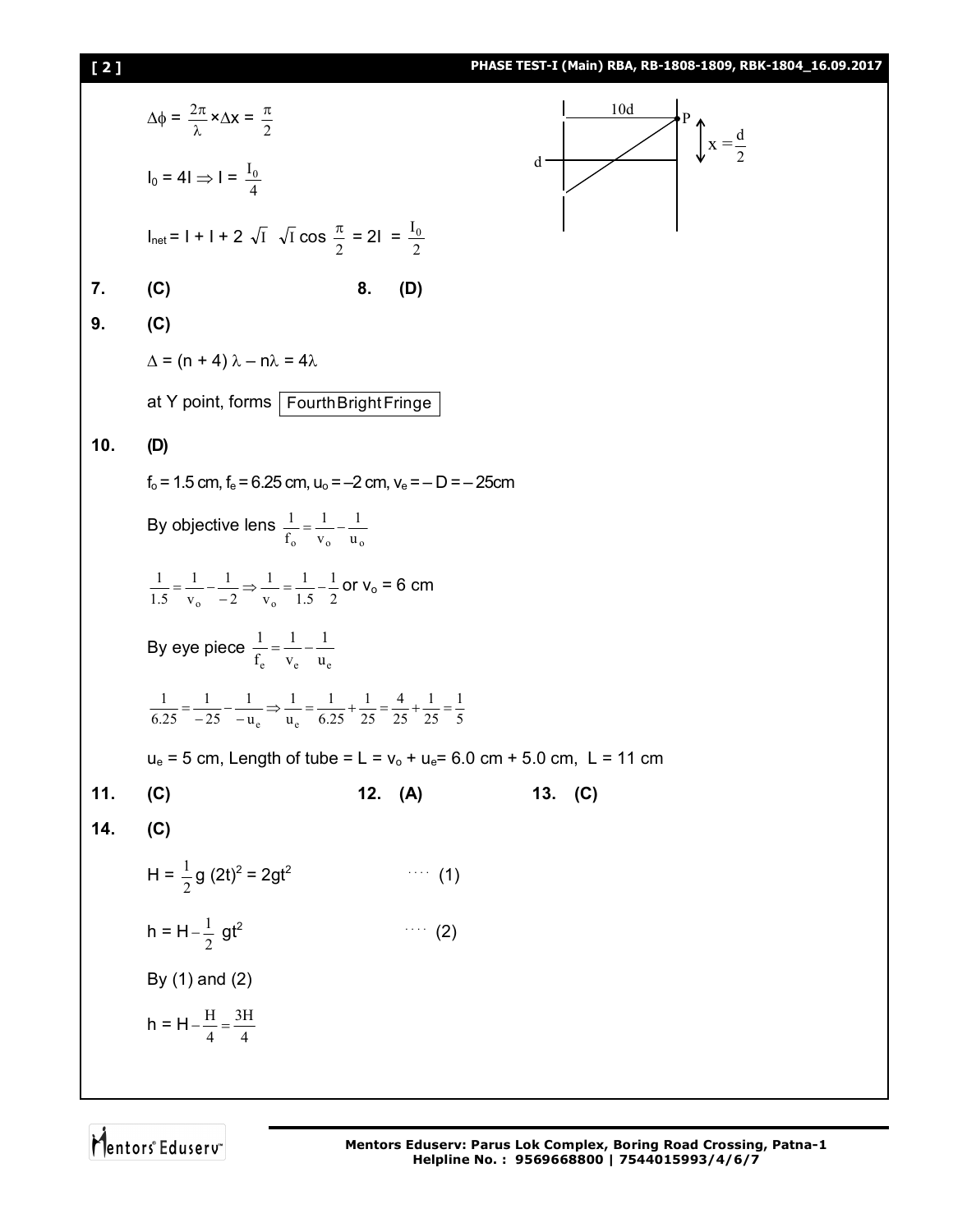$\Delta\phi = \frac{2\pi}{\lambda} \times \Delta x = \frac{\pi}{2}$

$I_0 = 4I \Rightarrow I = \frac{I_0}{4}$

$I_{net} = I + I + 2\sqrt{I}\,\sqrt{I}\cos\frac{\pi}{2} = 2I = \frac{I_0}{2}$

**7.** (C) **8.** (D)

**9.** (C)

$\Delta = (n + 4)\lambda - n\lambda = 4\lambda$

at Y point, forms Fourth Bright Fringe

**10.** (D)

$f_o = 1.5$ cm, $f_e = 6.25$ cm, $u_o = -2$ cm, $v_e = -D = -25$cm

By objective lens $\frac{1}{f_o} = \frac{1}{v_o} - \frac{1}{u_o}$

$\frac{1}{1.5} = \frac{1}{v_o} - \frac{1}{-2} \Rightarrow \frac{1}{v_o} = \frac{1}{1.5} - \frac{1}{2}$ or $v_o = 6$ cm

By eye piece $\frac{1}{f_e} = \frac{1}{v_e} - \frac{1}{u_e}$

$\frac{1}{6.25} = \frac{1}{-25} - \frac{1}{-u_e} \Rightarrow \frac{1}{u_e} = \frac{1}{6.25} + \frac{1}{25} = \frac{4}{25} + \frac{1}{25} = \frac{1}{5}$

$u_e = 5$ cm, Length of tube $= L = v_o + u_e = 6.0$ cm $+ 5.0$ cm, $L = 11$ cm

**11.** (C) **12.** (A) **13.** (C)

**14.** (C)

$H = \frac{1}{2}g(2t)^2 = 2gt^2$ .... (1)

$h = H - \frac{1}{2}gt^2$ .... (2)

By (1) and (2)

$h = H - \frac{H}{4} = \frac{3H}{4}$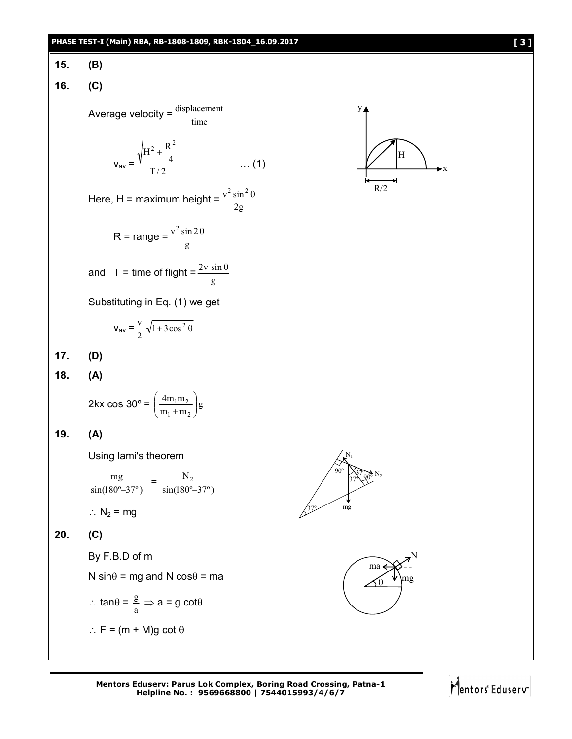**15.** **(B)**

**16.** **(C)**

Average velocity = $\frac{\text{displacement}}{\text{time}}$

$$v_{av} = \frac{\sqrt{H^2 + \frac{R^2}{4}}}{T/2} \quad \dots (1)$$

Here, H = maximum height = $\frac{v^2 \sin^2 \theta}{2g}$

R = range = $\frac{v^2 \sin 2\theta}{g}$

and T = time of flight = $\frac{2v \sin \theta}{g}$

Substituting in Eq. (1) we get

$$v_{av} = \frac{v}{2}\sqrt{1 + 3\cos^2 \theta}$$

**17.** **(D)**

**18.** **(A)**

$$2kx \cos 30^\circ = \left(\frac{4m_1 m_2}{m_1 + m_2}\right) g$$

**19.** **(A)**

Using lami's theorem

$$\frac{mg}{\sin(180^\circ - 37^\circ)} = \frac{N_2}{\sin(180^\circ - 37^\circ)}$$

$\therefore N_2 = mg$

**20.** **(C)**

By F.B.D of m

$N \sin\theta = mg$ and $N \cos\theta = ma$

$\therefore \tan\theta = \frac{g}{a} \Rightarrow a = g \cot\theta$

$\therefore F = (m + M)g \cot \theta$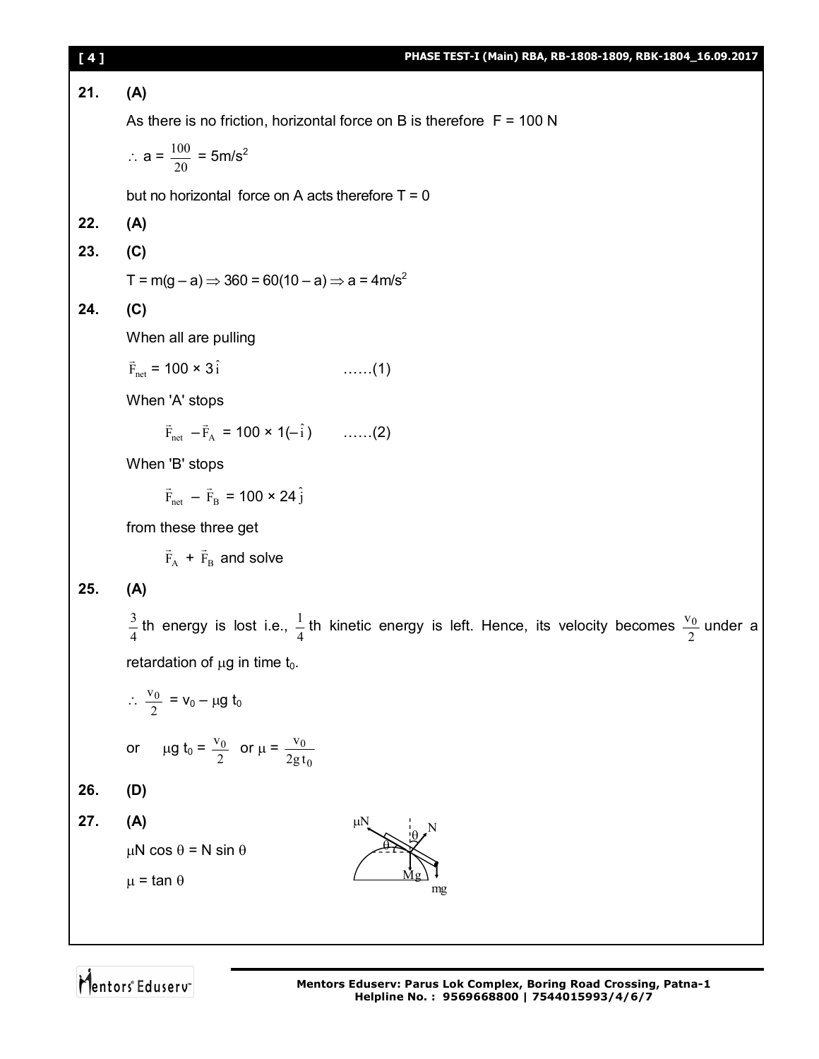**21.** **(A)**

As there is no friction, horizontal force on B is therefore $F = 100$ N

$\therefore a = \frac{100}{20} = 5\text{m/s}^2$

but no horizontal force on A acts therefore $T = 0$

**22.** **(A)**

**23.** **(C)**

$T = m(g - a) \Rightarrow 360 = 60(10 - a) \Rightarrow a = 4\text{m/s}^2$

**24.** **(C)**

When all are pulling

$\vec{F}_{net} = 100 \times 3\hat{i}$ ……(1)

When 'A' stops

$\vec{F}_{net} - \vec{F}_A = 100 \times 1(-\hat{i})$ ……(2)

When 'B' stops

$\vec{F}_{net} - \vec{F}_B = 100 \times 24\hat{j}$

from these three get

$\vec{F}_A + \vec{F}_B$ and solve

**25.** **(A)**

$\frac{3}{4}$th energy is lost i.e., $\frac{1}{4}$th kinetic energy is left. Hence, its velocity becomes $\frac{v_0}{2}$ under a retardation of $\mu g$ in time $t_0$.

$\therefore \frac{v_0}{2} = v_0 - \mu g t_0$

or $\mu g t_0 = \frac{v_0}{2}$ or $\mu = \frac{v_0}{2gt_0}$

**26.** **(D)**

**27.** **(A)**

$\mu N \cos\theta = N \sin\theta$

$\mu = \tan\theta$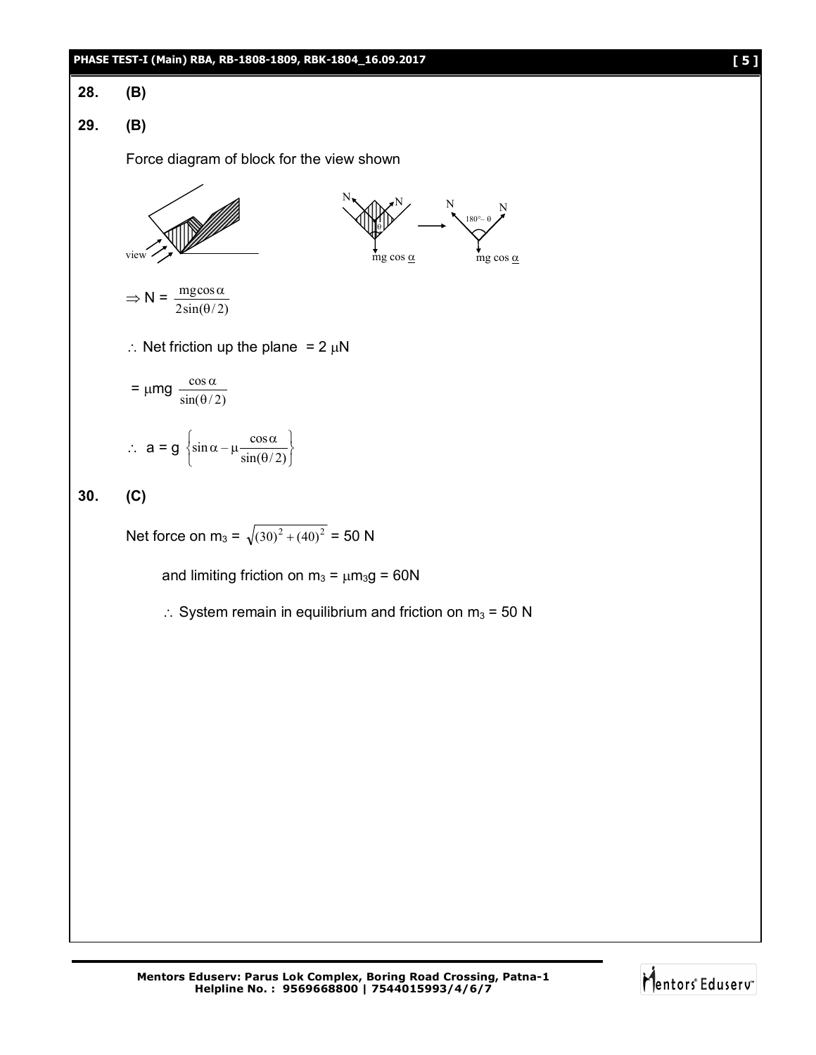**28.** **(B)**

**29.** **(B)**

Force diagram of block for the view shown

$\Rightarrow$ N = $\dfrac{mg\cos\alpha}{2\sin(\theta/2)}$

$\therefore$ Net friction up the plane = 2 $\mu$N

= $\mu$mg $\dfrac{\cos\alpha}{\sin(\theta/2)}$

$\therefore$ a = g $\left\{\sin\alpha - \mu\dfrac{\cos\alpha}{\sin(\theta/2)}\right\}$

**30.** **(C)**

Net force on $m_3$ = $\sqrt{(30)^2 + (40)^2}$ = 50 N

and limiting friction on $m_3$ = $\mu m_3 g$ = 60N

$\therefore$ System remain in equilibrium and friction on $m_3$ = 50 N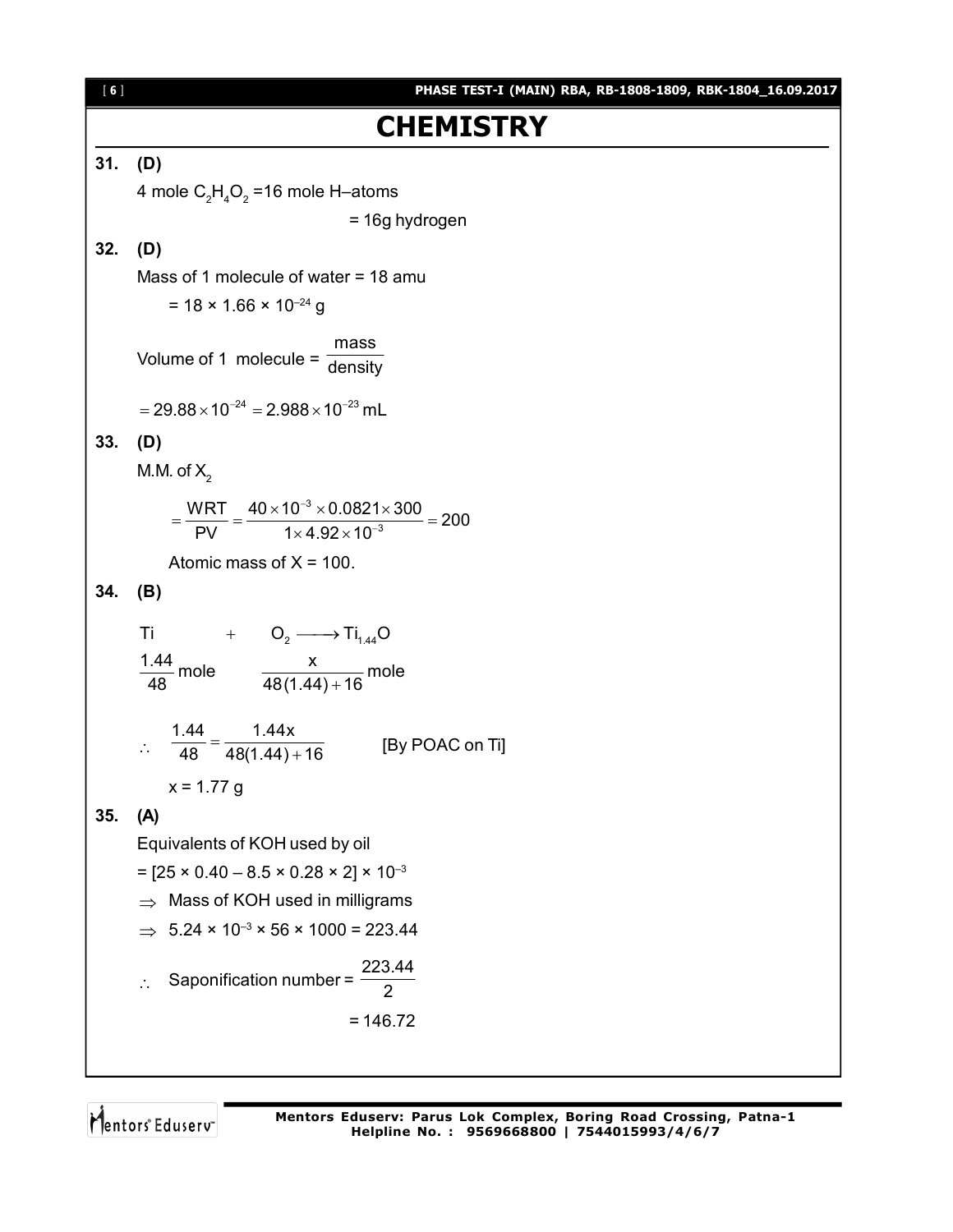# CHEMISTRY

**31. (D)**

4 mole $C_2H_4O_2$ =16 mole H–atoms

= 16g hydrogen

**32. (D)**

Mass of 1 molecule of water = 18 amu

= 18 × 1.66 × $10^{-24}$ g

Volume of 1 molecule = $\frac{\text{mass}}{\text{density}}$

$= 29.88 \times 10^{-24} = 2.988 \times 10^{-23}$ mL

**33. (D)**

M.M. of $X_2$

$$= \frac{WRT}{PV} = \frac{40 \times 10^{-3} \times 0.0821 \times 300}{1 \times 4.92 \times 10^{-3}} = 200$$

Atomic mass of X = 100.

**34. (B)**

$$Ti \quad + \quad O_2 \longrightarrow Ti_{1.44}O$$

$\frac{1.44}{48}$ mole $\qquad \frac{x}{48(1.44)+16}$ mole

$$\therefore \quad \frac{1.44}{48} = \frac{1.44x}{48(1.44)+16} \qquad \text{[By POAC on Ti]}$$

x = 1.77 g

**35. (A)**

Equivalents of KOH used by oil

= [25 × 0.40 – 8.5 × 0.28 × 2] × $10^{-3}$

$\Rightarrow$ Mass of KOH used in milligrams

$\Rightarrow$ 5.24 × $10^{-3}$ × 56 × 1000 = 223.44

$\therefore$ Saponification number = $\frac{223.44}{2}$

= 146.72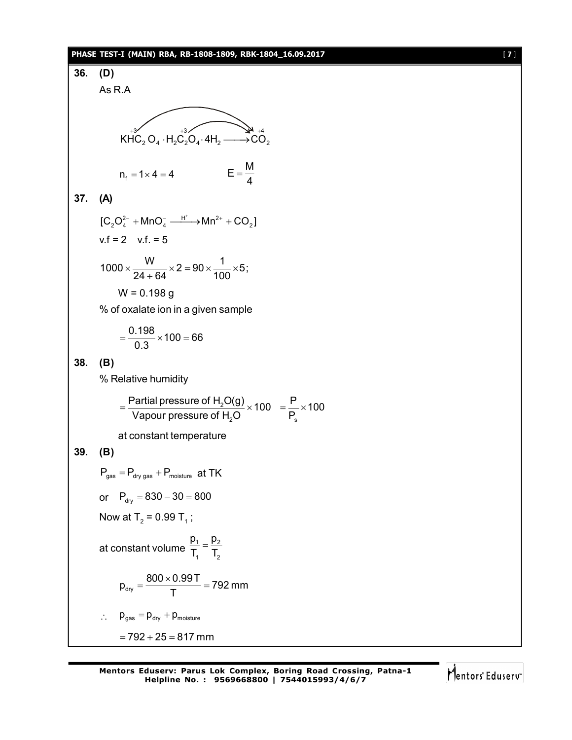**36. (D)**

As R.A

$$\overset{+3}{KHC_2}O_4 \cdot H_2\overset{+3}{C_2}O_4 \cdot 4H_2 \longrightarrow \overset{+4}{CO_2}$$

$$n_f = 1 \times 4 = 4 \qquad E = \frac{M}{4}$$

**37. (A)**

$$[C_2O_4^{2-} + MnO_4^- \xrightarrow{H^+} Mn^{2+} + CO_2]$$

v.f = 2  v.f. = 5

$$1000 \times \frac{W}{24+64} \times 2 = 90 \times \frac{1}{100} \times 5;$$

W = 0.198 g

% of oxalate ion in a given sample

$$= \frac{0.198}{0.3} \times 100 = 66$$

**38. (B)**

% Relative humidity

$$= \frac{\text{Partial pressure of } H_2O(g)}{\text{Vapour pressure of } H_2O} \times 100 \quad = \frac{P}{P_s} \times 100$$

at constant temperature

**39. (B)**

$P_{gas} = P_{dry\ gas} + P_{moisture}$ at TK

or $P_{dry} = 830 - 30 = 800$

Now at $T_2 = 0.99\ T_1$;

at constant volume $\frac{p_1}{T_1} = \frac{p_2}{T_2}$

$$p_{dry} = \frac{800 \times 0.99\,T}{T} = 792\ \text{mm}$$

$\therefore \quad p_{gas} = p_{dry} + p_{moisture}$

$$= 792 + 25 = 817\ \text{mm}$$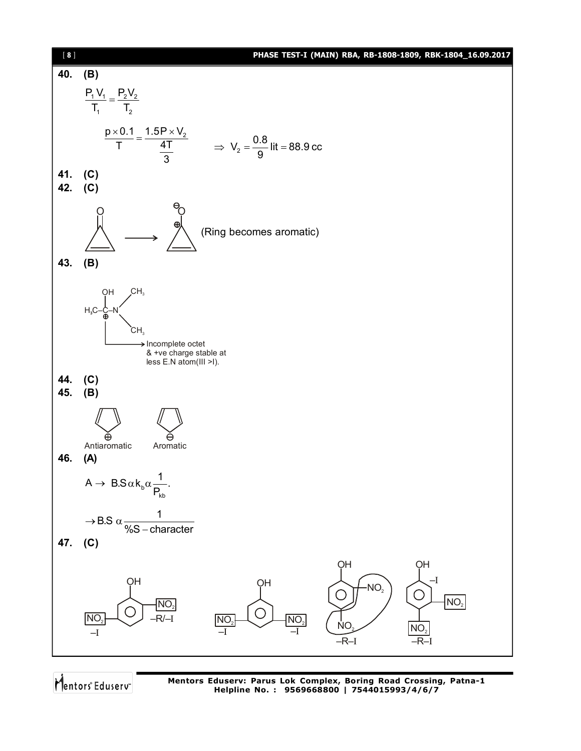**40. (B)**

$$\frac{P_1 V_1}{T_1} = \frac{P_2 V_2}{T_2}$$

$$\frac{p \times 0.1}{T} = \frac{1.5P \times V_2}{\frac{4T}{3}} \qquad \Rightarrow V_2 = \frac{0.8}{9}\text{ lit} = 88.9\text{ cc}$$

**41. (C)**

**42. (C)**

(Ring becomes aromatic)

**43. (B)**

Incomplete octet & +ve charge stable at less E.N atom(III >I).

**44. (C)**

**45. (B)**

Antiaromatic    Aromatic

**46. (A)**

$$A \rightarrow B.S \,\alpha\, k_b \,\alpha\, \frac{1}{P_{kb}}.$$

$$\rightarrow B.S \,\alpha\, \frac{1}{\%S - \text{character}}$$

**47. (C)**

$NO_2$ –I; $NO_2$ –R/–I    $NO_2$ –I; $NO_2$ –I    $NO_2$; $NO_2$ –R–I    $NO_2$ –I; $NO_2$ –R–I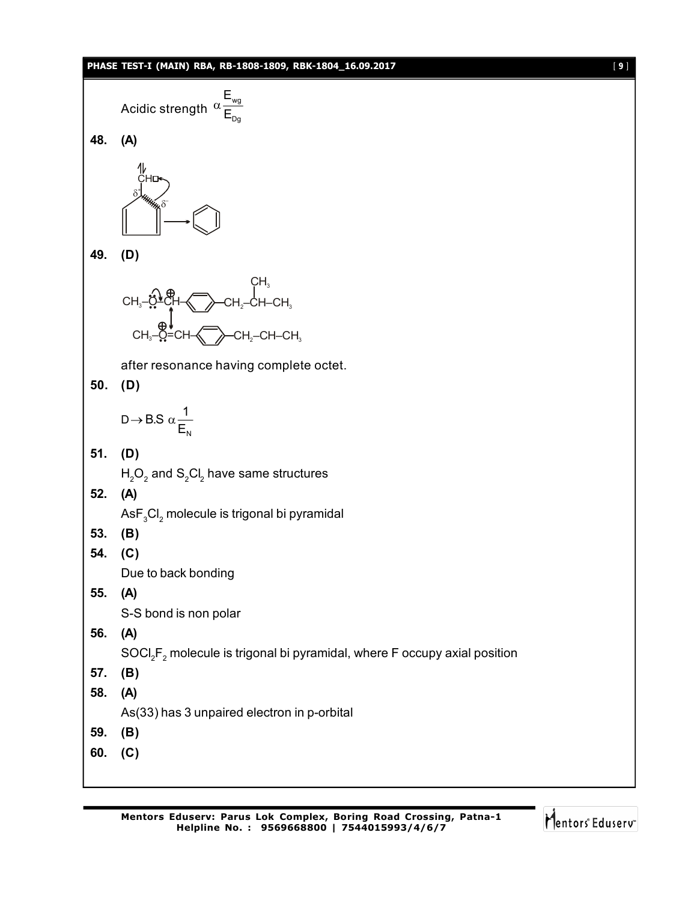Acidic strength $\alpha \frac{E_{wg}}{E_{Dg}}$

**48.** **(A)**

**49.** **(D)**

$CH_3-\ddot{O}-\overset{\oplus}{C}H-C_6H_4-CH_2-CH(CH_3)-CH_3 \leftrightarrow CH_3-\overset{\oplus}{\ddot{O}}=CH-C_6H_4-CH_2-CH-CH_3$

after resonance having complete octet.

**50.** **(D)**

$D \rightarrow B.S \; \alpha \frac{1}{E_N}$

**51.** **(D)**

$H_2O_2$ and $S_2Cl_2$ have same structures

**52.** **(A)**

$AsF_3Cl_2$ molecule is trigonal bi pyramidal

**53.** **(B)**

**54.** **(C)**

Due to back bonding

**55.** **(A)**

S-S bond is non polar

**56.** **(A)**

$SOCl_2F_2$ molecule is trigonal bi pyramidal, where F occupy axial position

**57.** **(B)**

**58.** **(A)**

As(33) has 3 unpaired electron in p-orbital

**59.** **(B)**

**60.** **(C)**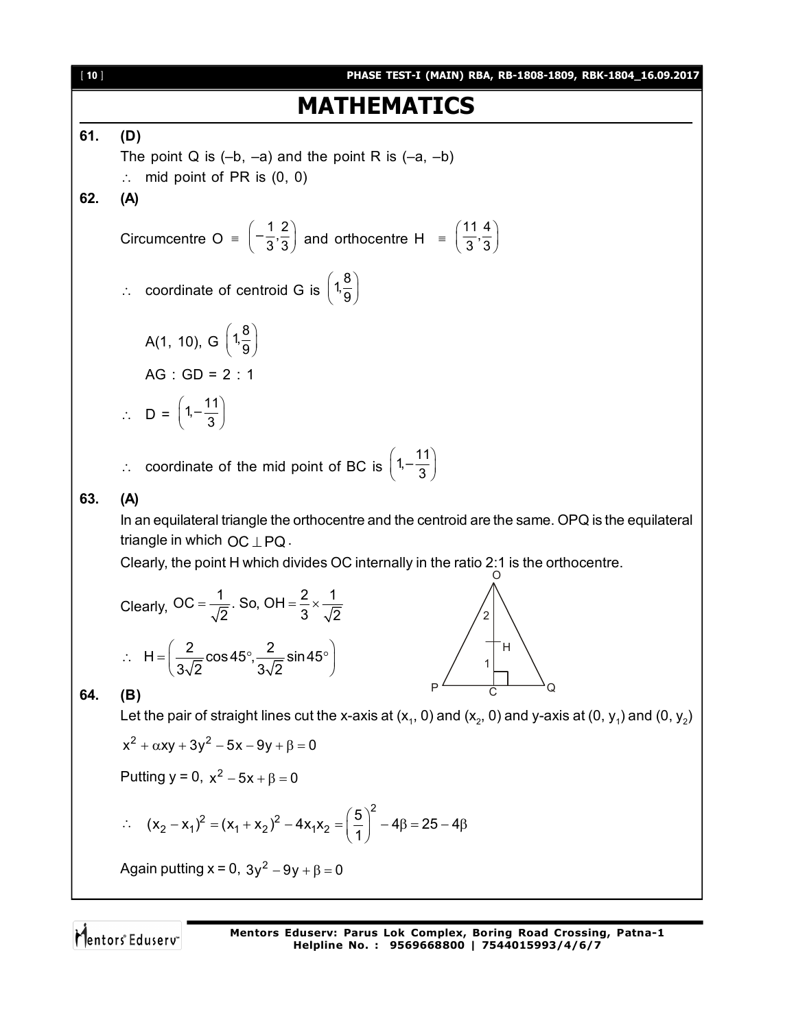# MATHEMATICS

**61. (D)**

The point Q is (–b, –a) and the point R is (–a, –b)

$\therefore$ mid point of PR is (0, 0)

**62. (A)**

Circumcentre O $\equiv \left(-\frac{1}{3}, \frac{2}{3}\right)$ and orthocentre H $\equiv \left(\frac{11}{3}, \frac{4}{3}\right)$

$\therefore$ coordinate of centroid G is $\left(1, \frac{8}{9}\right)$

A(1, 10), G $\left(1, \frac{8}{9}\right)$

AG : GD = 2 : 1

$\therefore$ D = $\left(1, -\frac{11}{3}\right)$

$\therefore$ coordinate of the mid point of BC is $\left(1, -\frac{11}{3}\right)$

**63. (A)**

In an equilateral triangle the orthocentre and the centroid are the same. OPQ is the equilateral triangle in which $OC \perp PQ$.

Clearly, the point H which divides OC internally in the ratio 2:1 is the orthocentre.

Clearly, $OC = \frac{1}{\sqrt{2}}$. So, $OH = \frac{2}{3} \times \frac{1}{\sqrt{2}}$

$$\therefore \ H = \left(\frac{2}{3\sqrt{2}}\cos 45°, \frac{2}{3\sqrt{2}}\sin 45°\right)$$

**64. (B)**

Let the pair of straight lines cut the x-axis at $(x_1, 0)$ and $(x_2, 0)$ and y-axis at $(0, y_1)$ and $(0, y_2)$

$$x^2 + \alpha xy + 3y^2 - 5x - 9y + \beta = 0$$

Putting y = 0, $x^2 - 5x + \beta = 0$

$$\therefore \ (x_2 - x_1)^2 = (x_1 + x_2)^2 - 4x_1x_2 = \left(\frac{5}{1}\right)^2 - 4\beta = 25 - 4\beta$$

Again putting x = 0, $3y^2 - 9y + \beta = 0$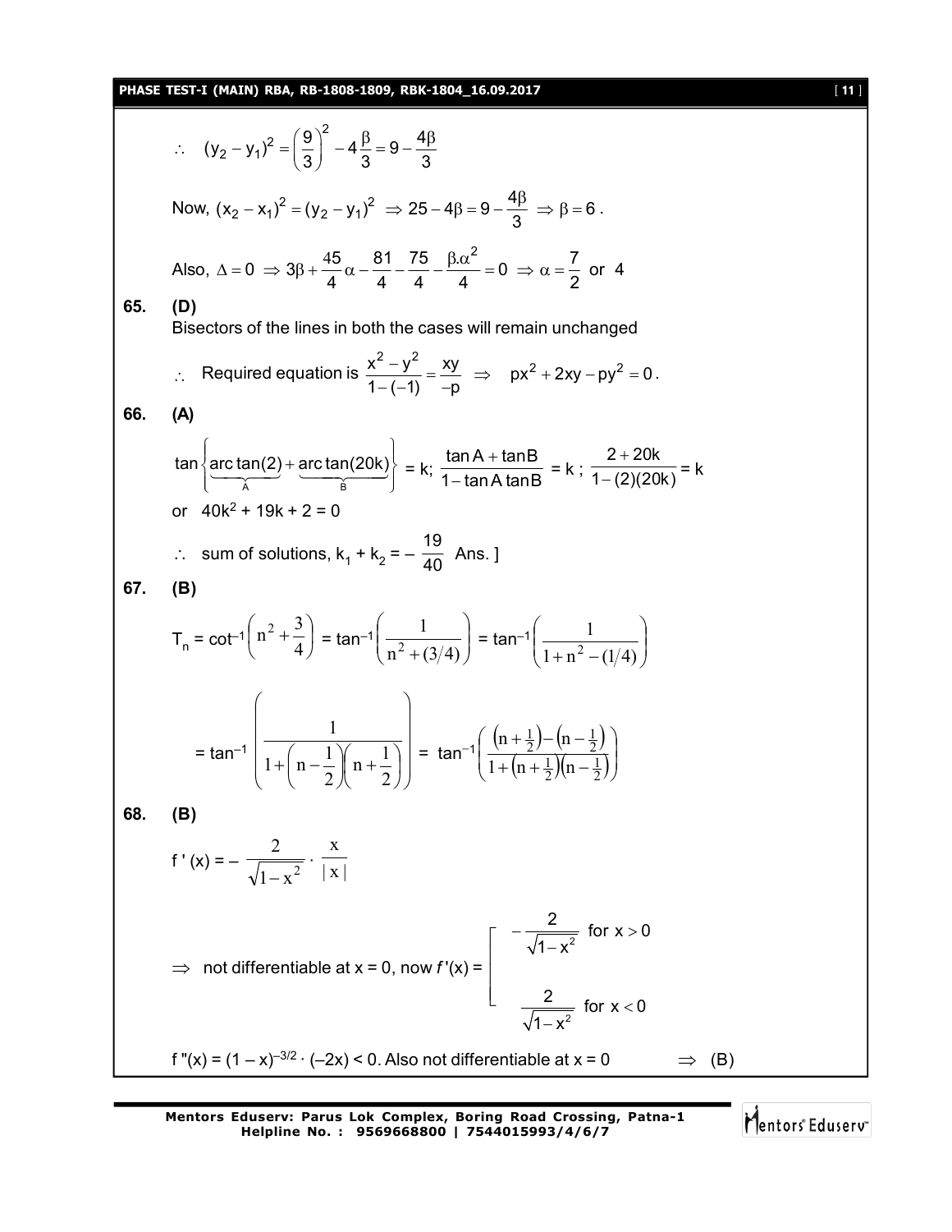$\therefore \quad (y_2 - y_1)^2 = \left(\frac{9}{3}\right)^2 - 4\frac{\beta}{3} = 9 - \frac{4\beta}{3}$

Now, $(x_2 - x_1)^2 = (y_2 - y_1)^2 \Rightarrow 25 - 4\beta = 9 - \frac{4\beta}{3} \Rightarrow \beta = 6$.

Also, $\Delta = 0 \Rightarrow 3\beta + \frac{45}{4}\alpha - \frac{81}{4} - \frac{75}{4} - \frac{\beta.\alpha^2}{4} = 0 \Rightarrow \alpha = \frac{7}{2}$ or 4

**65. (D)**

Bisectors of the lines in both the cases will remain unchanged

$\therefore$ Required equation is $\frac{x^2 - y^2}{1-(-1)} = \frac{xy}{-p} \Rightarrow px^2 + 2xy - py^2 = 0$.

**66. (A)**

$\tan\left\{\underbrace{\text{arc}\tan(2)}_{A} + \underbrace{\text{arc}\tan(20k)}_{B}\right\} = k$; $\frac{\tan A + \tan B}{1 - \tan A \tan B} = k$ ; $\frac{2 + 20k}{1-(2)(20k)} = k$

or $40k^2 + 19k + 2 = 0$

$\therefore$ sum of solutions, $k_1 + k_2 = -\frac{19}{40}$ Ans. ]

**67. (B)**

$T_n = \cot^{-1}\left(n^2 + \frac{3}{4}\right) = \tan^{-1}\left(\frac{1}{n^2 + (3/4)}\right) = \tan^{-1}\left(\frac{1}{1 + n^2 - (1/4)}\right)$

$= \tan^{-1}\left(\frac{1}{1 + \left(n - \frac{1}{2}\right)\left(n + \frac{1}{2}\right)}\right) = \tan^{-1}\left(\frac{\left(n + \frac{1}{2}\right) - \left(n - \frac{1}{2}\right)}{1 + \left(n + \frac{1}{2}\right)\left(n - \frac{1}{2}\right)}\right)$

**68. (B)**

$f'(x) = -\frac{2}{\sqrt{1-x^2}} \cdot \frac{x}{|x|}$

$\Rightarrow$ not differentiable at x = 0, now $f'(x) = \begin{cases} -\frac{2}{\sqrt{1-x^2}} & \text{for } x > 0 \\ \frac{2}{\sqrt{1-x^2}} & \text{for } x < 0 \end{cases}$

$f''(x) = (1 - x)^{-3/2} \cdot (-2x) < 0$. Also not differentiable at x = 0 $\qquad \Rightarrow$ (B)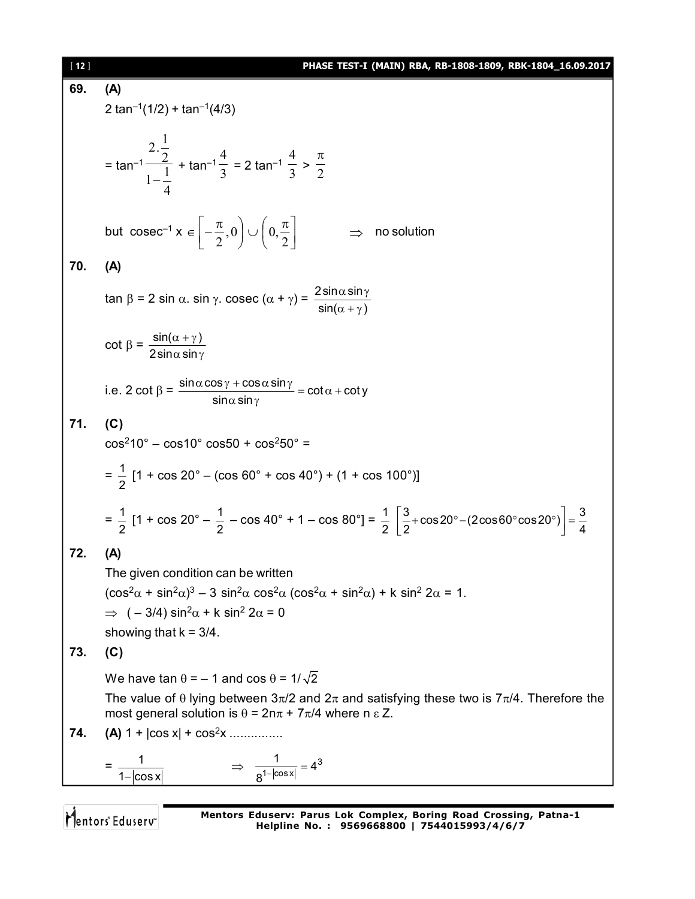**69. (A)**

$2\tan^{-1}(1/2) + \tan^{-1}(4/3)$

$= \tan^{-1}\dfrac{2.\frac{1}{2}}{1-\frac{1}{4}} + \tan^{-1}\dfrac{4}{3} = 2\tan^{-1}\dfrac{4}{3} > \dfrac{\pi}{2}$

but $\text{cosec}^{-1} x \in \left[-\dfrac{\pi}{2}, 0\right) \cup \left(0, \dfrac{\pi}{2}\right]$ $\Rightarrow$ no solution

**70. (A)**

$\tan\beta = 2\sin\alpha.\sin\gamma.\text{cosec}(\alpha+\gamma) = \dfrac{2\sin\alpha\sin\gamma}{\sin(\alpha+\gamma)}$

$\cot\beta = \dfrac{\sin(\alpha+\gamma)}{2\sin\alpha\sin\gamma}$

i.e. $2\cot\beta = \dfrac{\sin\alpha\cos\gamma + \cos\alpha\sin\gamma}{\sin\alpha\sin\gamma} = \cot\alpha + \cot y$

**71. (C)**

$\cos^2 10° - \cos 10° \cos 50 + \cos^2 50° =$

$= \dfrac{1}{2}[1 + \cos 20° - (\cos 60° + \cos 40°) + (1 + \cos 100°)]$

$= \dfrac{1}{2}[1 + \cos 20° - \dfrac{1}{2} - \cos 40° + 1 - \cos 80°] = \dfrac{1}{2}\left[\dfrac{3}{2} + \cos 20° - (2\cos 60° \cos 20°)\right] = \dfrac{3}{4}$

**72. (A)**

The given condition can be written

$(\cos^2\alpha + \sin^2\alpha)^3 - 3\sin^2\alpha\cos^2\alpha(\cos^2\alpha + \sin^2\alpha) + k\sin^2 2\alpha = 1.$

$\Rightarrow (-3/4)\sin^2\alpha + k\sin^2 2\alpha = 0$

showing that $k = 3/4$.

**73. (C)**

We have $\tan\theta = -1$ and $\cos\theta = 1/\sqrt{2}$

The value of $\theta$ lying between $3\pi/2$ and $2\pi$ and satisfying these two is $7\pi/4$. Therefore the most general solution is $\theta = 2n\pi + 7\pi/4$ where $n \in Z$.

**74. (A)** $1 + |\cos x| + \cos^2 x$ ...............

$= \dfrac{1}{1-|\cos x|}$ $\Rightarrow$ $\dfrac{1}{8^{1-|\cos x|}} = 4^3$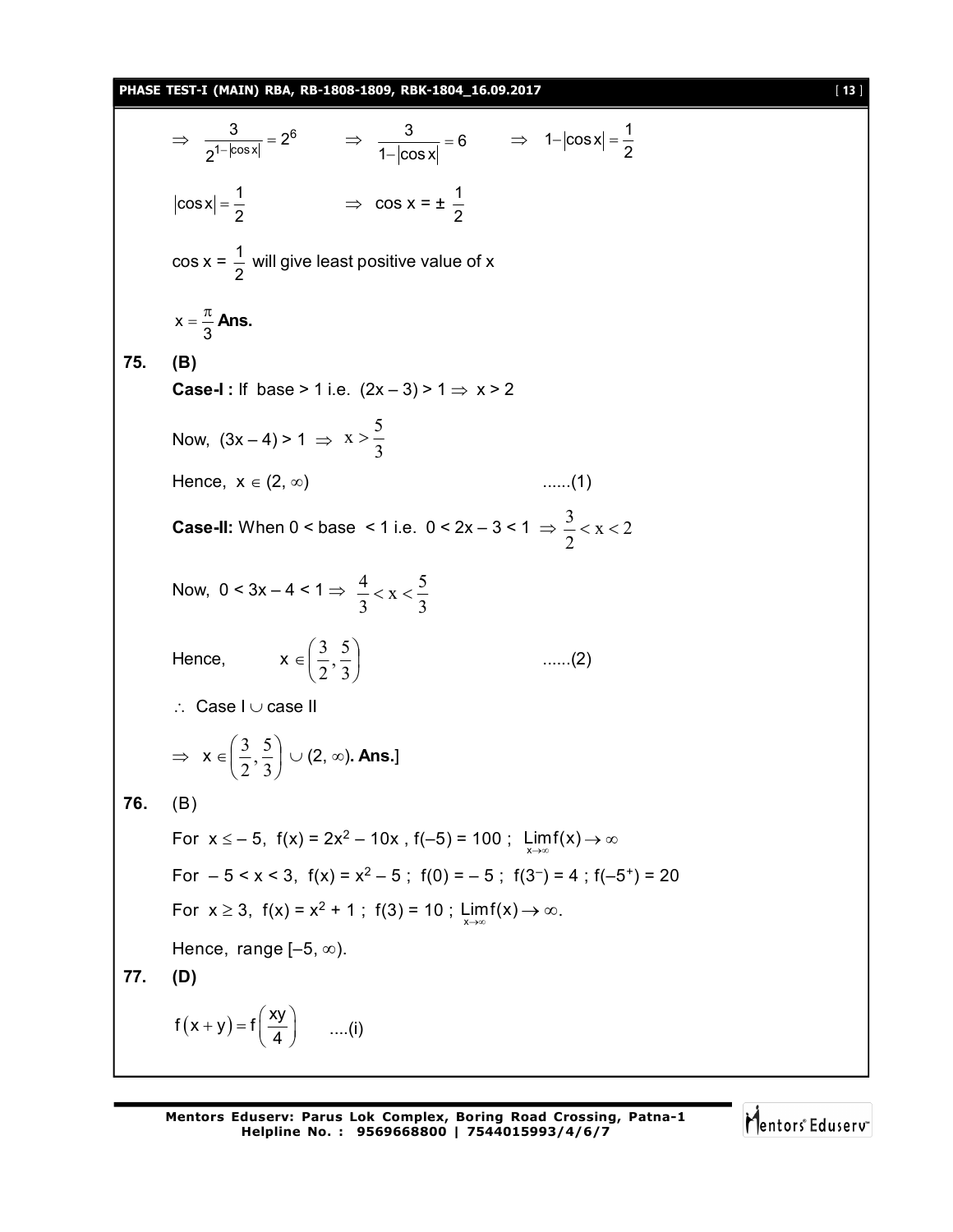$\Rightarrow \dfrac{3}{2^{1-|\cos x|}} = 2^6 \qquad \Rightarrow \dfrac{3}{1-|\cos x|} = 6 \qquad \Rightarrow 1-|\cos x| = \dfrac{1}{2}$

$|\cos x| = \dfrac{1}{2} \qquad \Rightarrow \cos x = \pm \dfrac{1}{2}$

$\cos x = \dfrac{1}{2}$ will give least positive value of x

$x = \dfrac{\pi}{3}$ **Ans.**

**75.** **(B)**

**Case-I :** If base > 1 i.e. $(2x - 3) > 1 \Rightarrow x > 2$

Now, $(3x - 4) > 1 \Rightarrow x > \dfrac{5}{3}$

Hence, $x \in (2, \infty)$ ......(1)

**Case-II:** When 0 < base < 1 i.e. $0 < 2x - 3 < 1 \Rightarrow \dfrac{3}{2} < x < 2$

Now, $0 < 3x - 4 < 1 \Rightarrow \dfrac{4}{3} < x < \dfrac{5}{3}$

Hence, $x \in \left(\dfrac{3}{2}, \dfrac{5}{3}\right)$ ......(2)

$\therefore$ Case I $\cup$ case II

$\Rightarrow x \in \left(\dfrac{3}{2}, \dfrac{5}{3}\right) \cup (2, \infty)$**. Ans.**]

**76.** (B)

For $x \le -5$, $f(x) = 2x^2 - 10x$, $f(-5) = 100$ ; $\lim\limits_{x\to\infty} f(x) \to \infty$

For $-5 < x < 3$, $f(x) = x^2 - 5$ ; $f(0) = -5$ ; $f(3^-) = 4$ ; $f(-5^+) = 20$

For $x \ge 3$, $f(x) = x^2 + 1$ ; $f(3) = 10$ ; $\lim\limits_{x\to\infty} f(x) \to \infty$.

Hence, range $[-5, \infty)$.

**77.** **(D)**

$f(x + y) = f\left(\dfrac{xy}{4}\right)$ ....(i)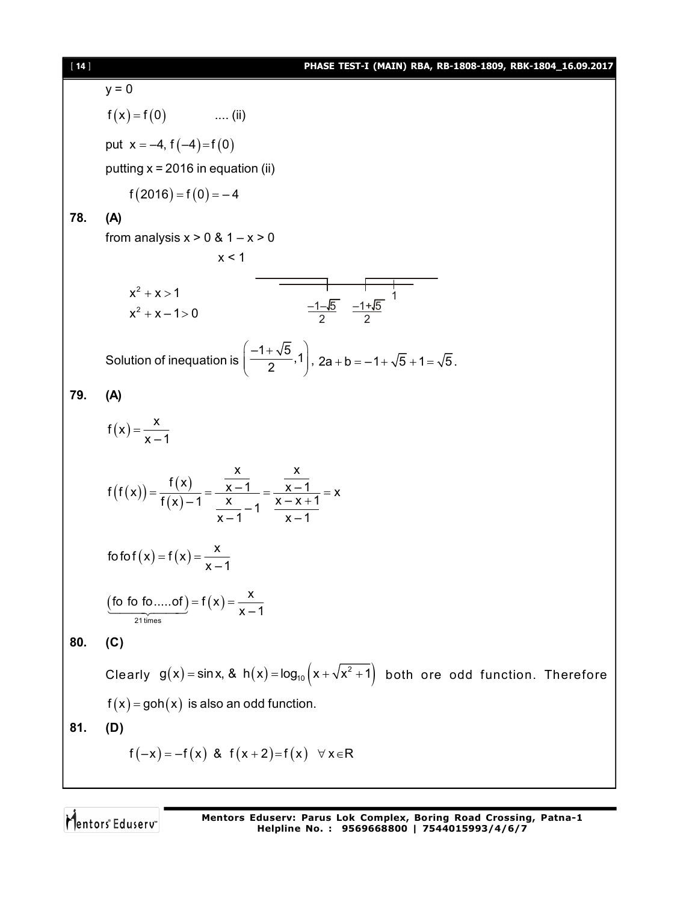$y = 0$

$f(x) = f(0)$ .... (ii)

put $x = -4$, $f(-4) = f(0)$

putting x = 2016 in equation (ii)

$$f(2016) = f(0) = -4$$

**78. (A)**

from analysis $x > 0$ & $1 - x > 0$

$x < 1$

$x^2 + x > 1$

$x^2 + x - 1 > 0$

$\frac{-1-\sqrt{5}}{2}$ $\frac{-1+\sqrt{5}}{2}$ $1$

Solution of inequation is $\left(\frac{-1+\sqrt{5}}{2}, 1\right)$, $2a + b = -1 + \sqrt{5} + 1 = \sqrt{5}$.

**79. (A)**

$$f(x) = \frac{x}{x-1}$$

$$f(f(x)) = \frac{f(x)}{f(x)-1} = \frac{\frac{x}{x-1}}{\frac{x}{x-1} - 1} = \frac{\frac{x}{x-1}}{\frac{x-x+1}{x-1}} = x$$

$$fofof(x) = f(x) = \frac{x}{x-1}$$

$$\underbrace{(fo\ fo\ fo.....of)}_{21\text{ times}} = f(x) = \frac{x}{x-1}$$

**80. (C)**

Clearly $g(x) = \sin x$, & $h(x) = \log_{10}\left(x + \sqrt{x^2+1}\right)$ both ore odd function. Therefore $f(x) = goh(x)$ is also an odd function.

**81. (D)**

$$f(-x) = -f(x) \text{ \& } f(x+2) = f(x) \quad \forall x \in R$$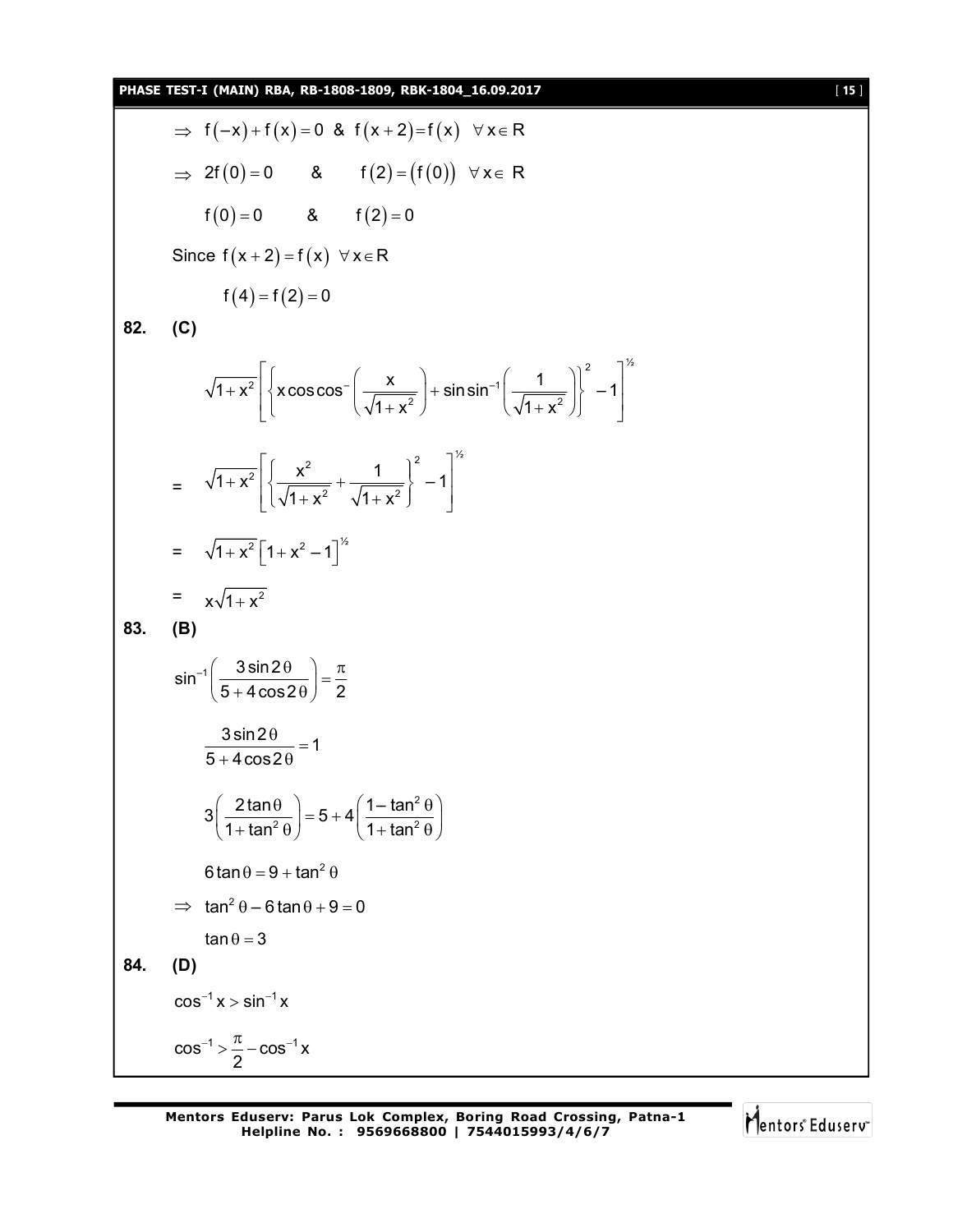$\Rightarrow\ f(-x)+f(x)=0\ \ \&\ \ f(x+2)=f(x)\ \ \forall x\in R$

$\Rightarrow\ 2f(0)=0\ \ \ \ \&\ \ \ \ f(2)=(f(0))\ \ \forall x\in R$

$f(0)=0\ \ \ \ \&\ \ \ \ f(2)=0$

Since $f(x+2)=f(x)\ \forall x\in R$

$f(4)=f(2)=0$

**82. (C)**

$$\sqrt{1+x^2}\left[\left\{x\cos\cos^{-}\left(\frac{x}{\sqrt{1+x^2}}\right)+\sin\sin^{-1}\left(\frac{1}{\sqrt{1+x^2}}\right)\right\}^2-1\right]^{½}$$

$$=\ \sqrt{1+x^2}\left[\left\{\frac{x^2}{\sqrt{1+x^2}}+\frac{1}{\sqrt{1+x^2}}\right\}^2-1\right]^{½}$$

$$=\ \sqrt{1+x^2}\left[1+x^2-1\right]^{½}$$

$$=\ x\sqrt{1+x^2}$$

**83. (B)**

$$\sin^{-1}\left(\frac{3\sin 2\theta}{5+4\cos 2\theta}\right)=\frac{\pi}{2}$$

$$\frac{3\sin 2\theta}{5+4\cos 2\theta}=1$$

$$3\left(\frac{2\tan\theta}{1+\tan^2\theta}\right)=5+4\left(\frac{1-\tan^2\theta}{1+\tan^2\theta}\right)$$

$$6\tan\theta=9+\tan^2\theta$$

$$\Rightarrow\ \tan^2\theta-6\tan\theta+9=0$$

$$\tan\theta=3$$

**84. (D)**

$$\cos^{-1}x>\sin^{-1}x$$

$$\cos^{-1}>\frac{\pi}{2}-\cos^{-1}x$$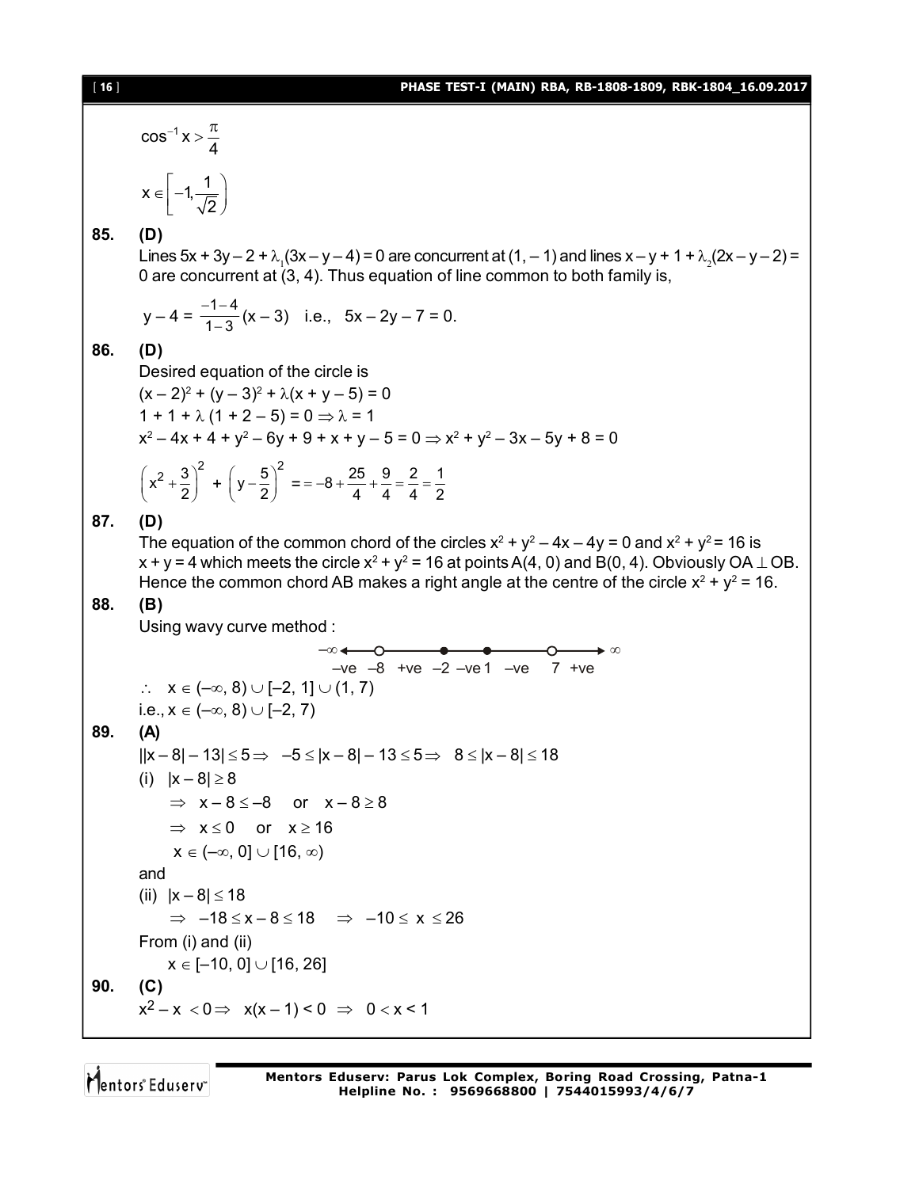$$\cos^{-1} x > \frac{\pi}{4}$$

$$x \in \left[-1, \frac{1}{\sqrt{2}}\right)$$

**85. (D)**

Lines $5x + 3y - 2 + \lambda_1(3x - y - 4) = 0$ are concurrent at $(1, -1)$ and lines $x - y + 1 + \lambda_2(2x - y - 2) = 0$ are concurrent at $(3, 4)$. Thus equation of line common to both family is,

$$y - 4 = \frac{-1-4}{1-3}(x - 3) \quad \text{i.e.,} \quad 5x - 2y - 7 = 0.$$

**86. (D)**

Desired equation of the circle is

$(x - 2)^2 + (y - 3)^2 + \lambda(x + y - 5) = 0$

$1 + 1 + \lambda(1 + 2 - 5) = 0 \Rightarrow \lambda = 1$

$x^2 - 4x + 4 + y^2 - 6y + 9 + x + y - 5 = 0 \Rightarrow x^2 + y^2 - 3x - 5y + 8 = 0$

$$\left(x^2 + \frac{3}{2}\right)^2 + \left(y - \frac{5}{2}\right)^2 = = -8 + \frac{25}{4} + \frac{9}{4} = \frac{2}{4} = \frac{1}{2}$$

**87. (D)**

The equation of the common chord of the circles $x^2 + y^2 - 4x - 4y = 0$ and $x^2 + y^2 = 16$ is $x + y = 4$ which meets the circle $x^2 + y^2 = 16$ at points A(4, 0) and B(0, 4). Obviously $OA \perp OB$. Hence the common chord AB makes a right angle at the centre of the circle $x^2 + y^2 = 16$.

**88. (B)**

Using wavy curve method :

$-\infty$ –ve $-8$ +ve $-2$ –ve $1$ –ve $7$ +ve $\infty$

$\therefore \quad x \in (-\infty, 8) \cup [-2, 1] \cup (1, 7)$

i.e., $x \in (-\infty, 8) \cup [-2, 7)$

**89. (A)**

$||x - 8| - 13| \le 5 \Rightarrow \quad -5 \le |x - 8| - 13 \le 5 \Rightarrow \quad 8 \le |x - 8| \le 18$

(i) $|x - 8| \ge 8$

$\Rightarrow \quad x - 8 \le -8 \quad \text{or} \quad x - 8 \ge 8$

$\Rightarrow \quad x \le 0 \quad \text{or} \quad x \ge 16$

$x \in (-\infty, 0] \cup [16, \infty)$

and

(ii) $|x - 8| \le 18$

$\Rightarrow \quad -18 \le x - 8 \le 18 \quad \Rightarrow \quad -10 \le x \le 26$

From (i) and (ii)

$x \in [-10, 0] \cup [16, 26]$

**90. (C)**

$x^2 - x < 0 \Rightarrow \quad x(x - 1) < 0 \quad \Rightarrow \quad 0 < x < 1$